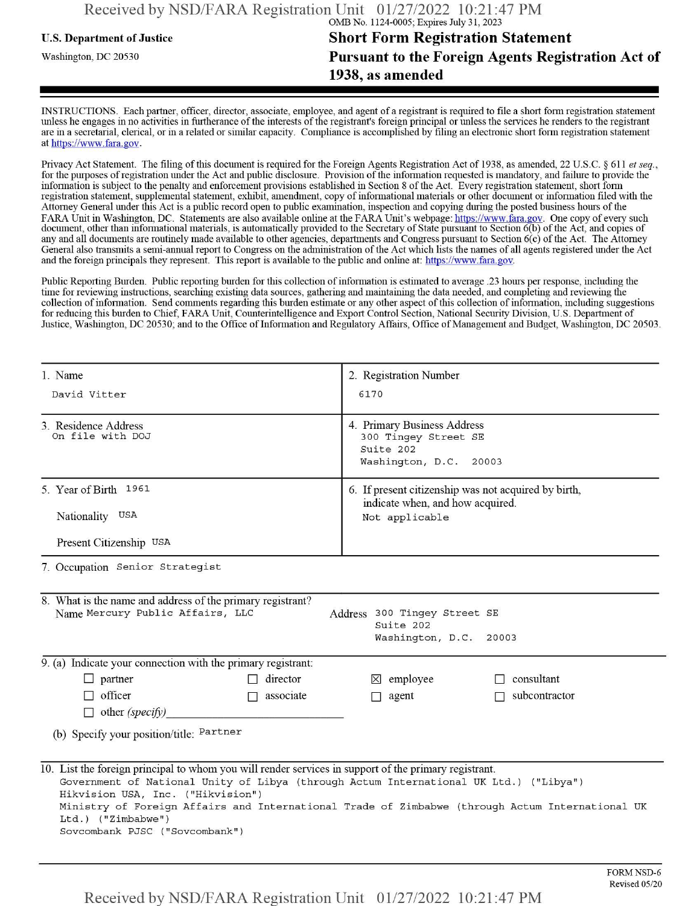OMB No. 1124-0005; Expires July 31, 2023

**U.S. Department of Justice**

Washington, DC 20530

# Short Form Registration Statement Pursuant to the Foreign Agents Registration Act of 1938, as amended

INSTRUCTIONS. Each partner, officer, director, associate, employee, and agent of a registrant is required to file a short form registration statement unless he engages in no activities in furtherance of the interests of the registrant's foreign principal or unless the services he renders to the registrant are in a secretarial, clerical, or in a related or similar capacity. Compliance is accomplished by filing an electronic short form registration statement at https://www.fara.gov.

Privacy Act Statement. The filing of this document is required for the Foreign Agents Registration Act of 1938, as amended, 22 U.S.C. § 611 *et seq.*, for the purposes of registration under the Act and public disclosure. Provision of the information requested is mandatory, and failure to provide the information is subject to the penalty and enforcement provisions established in Section 8 of the Act. Every registration statement, short form registration statement, supplemental statement, exhibit, amendment, copy of informational materials or other document or information filed with the Attorney General under this Act is a public record open to public examination, inspection and copying during the posted business hours of the FARA Unit in Washington, DC. Statements are also available online at the FARA Unit's webpage: https://www.fara.gov. One copy of every such document, other than informational materials, is automatically provided to the Secretary of State pursuant to Section 6(b) of the Act, and copies of any and all documents are routinely made available to other agencies, departments and Congress pursuant to Section 6(c) of the Act. The Attorney General also transmits a semi-annual report to Congress on the administration of the Act which lists the names of all agents registered under the Act and the foreign principals they represent. This report is available to the public and online at: https://www.fara.gov.

Public Reporting Burden. Public reporting burden for this collection of information is estimated to average .23 hours per response, including the time for reviewing instructions, searching existing data sources, gathering and maintaining the data needed, and completing and reviewing the collection of information. Send comments regarding this burden estimate or any other aspect of this collection of information, including suggestions for reducing this burden to Chief, FARA Unit, Counterintelligence and Export Control Section, National Security Division, U.S. Department of Justice, Washington, DC 20530; and to the Office of Information and Regulatory Affairs, Office of Management and Budget, Washington, DC 20503.

| | |
|---|---|
| 1. Name<br>David Vitter | 2. Registration Number<br>6170 |
| 3. Residence Address<br>On file with DOJ | 4. Primary Business Address<br>300 Tingey Street SE<br>Suite 202<br>Washington, D.C. 20003 |
| 5. Year of Birth 1961<br>Nationality USA<br>Present Citizenship USA | 6. If present citizenship was not acquired by birth, indicate when, and how acquired.<br>Not applicable |

7. Occupation Senior Strategist

8. What is the name and address of the primary registrant?

Name Mercury Public Affairs, LLC

Address 300 Tingey Street SE
Suite 202
Washington, D.C. 20003

9. (a) Indicate your connection with the primary registrant:

- ☐ partner
- ☐ director
- ☒ employee
- ☐ consultant
- ☐ officer
- ☐ associate
- ☐ agent
- ☐ subcontractor
- ☐ other *(specify)*

(b) Specify your position/title: Partner

10. List the foreign principal to whom you will render services in support of the primary registrant.

Government of National Unity of Libya (through Actum International UK Ltd.) ("Libya")
Hikvision USA, Inc. ("Hikvision")
Ministry of Foreign Affairs and International Trade of Zimbabwe (through Actum International UK Ltd.) ("Zimbabwe")
Sovcombank PJSC ("Sovcombank")

FORM NSD-6
Revised 05/20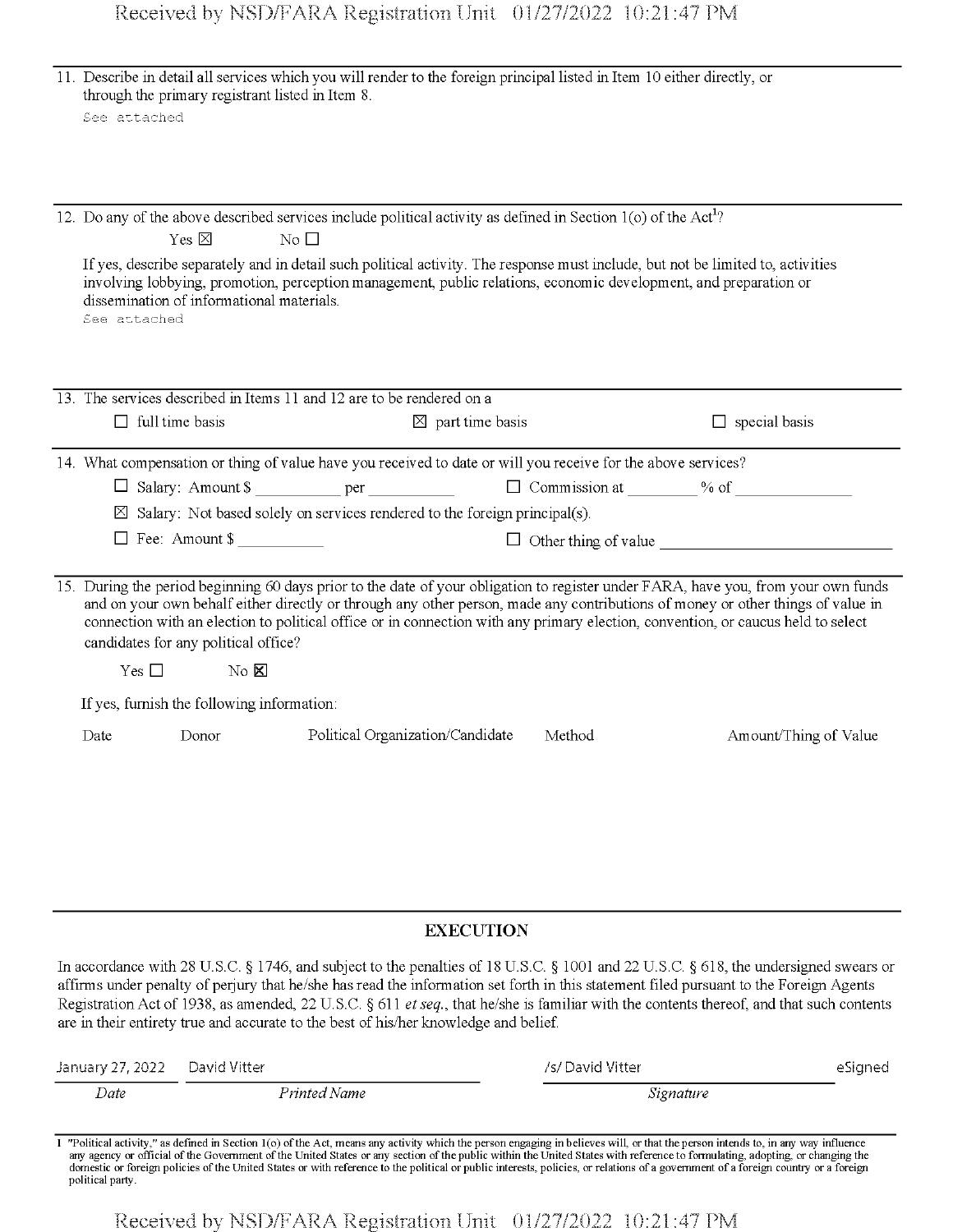11. Describe in detail all services which you will render to the foreign principal listed in Item 10 either directly, or through the primary registrant listed in Item 8.

See attached

12. Do any of the above described services include political activity as defined in Section 1(o) of the Act[1]?

Yes ☒ No ☐

If yes, describe separately and in detail such political activity. The response must include, but not be limited to, activities involving lobbying, promotion, perception management, public relations, economic development, and preparation or dissemination of informational materials.

See attached

13. The services described in Items 11 and 12 are to be rendered on a

☐ full time basis ☒ part time basis ☐ special basis

14. What compensation or thing of value have you received to date or will you receive for the above services?

☐ Salary: Amount $ __________ per __________ ☐ Commission at ________ % of ______________

☒ Salary: Not based solely on services rendered to the foreign principal(s).

☐ Fee: Amount $ __________ ☐ Other thing of value ____________________________

15. During the period beginning 60 days prior to the date of your obligation to register under FARA, have you, from your own funds and on your own behalf either directly or through any other person, made any contributions of money or other things of value in connection with an election to political office or in connection with any primary election, convention, or caucus held to select candidates for any political office?

Yes ☐ No ☒

If yes, furnish the following information:

| Date | Donor | Political Organization/Candidate | Method | Amount/Thing of Value |
|---|---|---|---|---|

## EXECUTION

In accordance with 28 U.S.C. § 1746, and subject to the penalties of 18 U.S.C. § 1001 and 22 U.S.C. § 618, the undersigned swears or affirms under penalty of perjury that he/she has read the information set forth in this statement filed pursuant to the Foreign Agents Registration Act of 1938, as amended, 22 U.S.C. § 611 *et seq.*, that he/she is familiar with the contents thereof, and that such contents are in their entirety true and accurate to the best of his/her knowledge and belief.

| January 27, 2022 | David Vitter | /s/ David Vitter | eSigned |
|---|---|---|---|
| *Date* | *Printed Name* | *Signature* | |

[1] "Political activity," as defined in Section 1(o) of the Act, means any activity which the person engaging in believes will, or that the person intends to, in any way influence any agency or official of the Government of the United States or any section of the public within the United States with reference to formulating, adopting, or changing the domestic or foreign policies of the United States or with reference to the political or public interests, policies, or relations of a government of a foreign country or a foreign political party.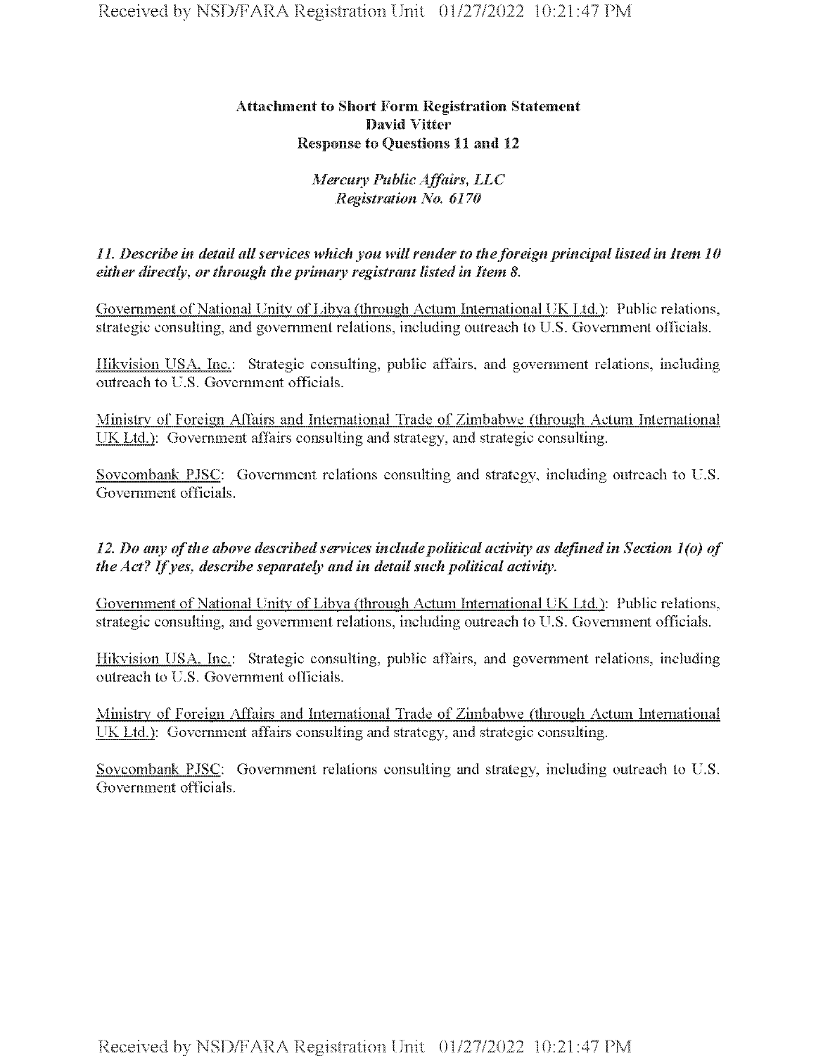**Attachment to Short Form Registration Statement**
**David Vitter**
**Response to Questions 11 and 12**

*Mercury Public Affairs, LLC*
*Registration No. 6170*

*11. Describe in detail all services which you will render to the foreign principal listed in Item 10 either directly, or through the primary registrant listed in Item 8.*

Government of National Unity of Libya (through Actum International UK Ltd.): Public relations, strategic consulting, and government relations, including outreach to U.S. Government officials.

Hikvision USA, Inc.: Strategic consulting, public affairs, and government relations, including outreach to U.S. Government officials.

Ministry of Foreign Affairs and International Trade of Zimbabwe (through Actum International UK Ltd.): Government affairs consulting and strategy, and strategic consulting.

Sovcombank PJSC: Government relations consulting and strategy, including outreach to U.S. Government officials.

*12. Do any of the above described services include political activity as defined in Section 1(o) of the Act? If yes, describe separately and in detail such political activity.*

Government of National Unity of Libya (through Actum International UK Ltd.): Public relations, strategic consulting, and government relations, including outreach to U.S. Government officials.

Hikvision USA, Inc.: Strategic consulting, public affairs, and government relations, including outreach to U.S. Government officials.

Ministry of Foreign Affairs and International Trade of Zimbabwe (through Actum International UK Ltd.): Government affairs consulting and strategy, and strategic consulting.

Sovcombank PJSC: Government relations consulting and strategy, including outreach to U.S. Government officials.